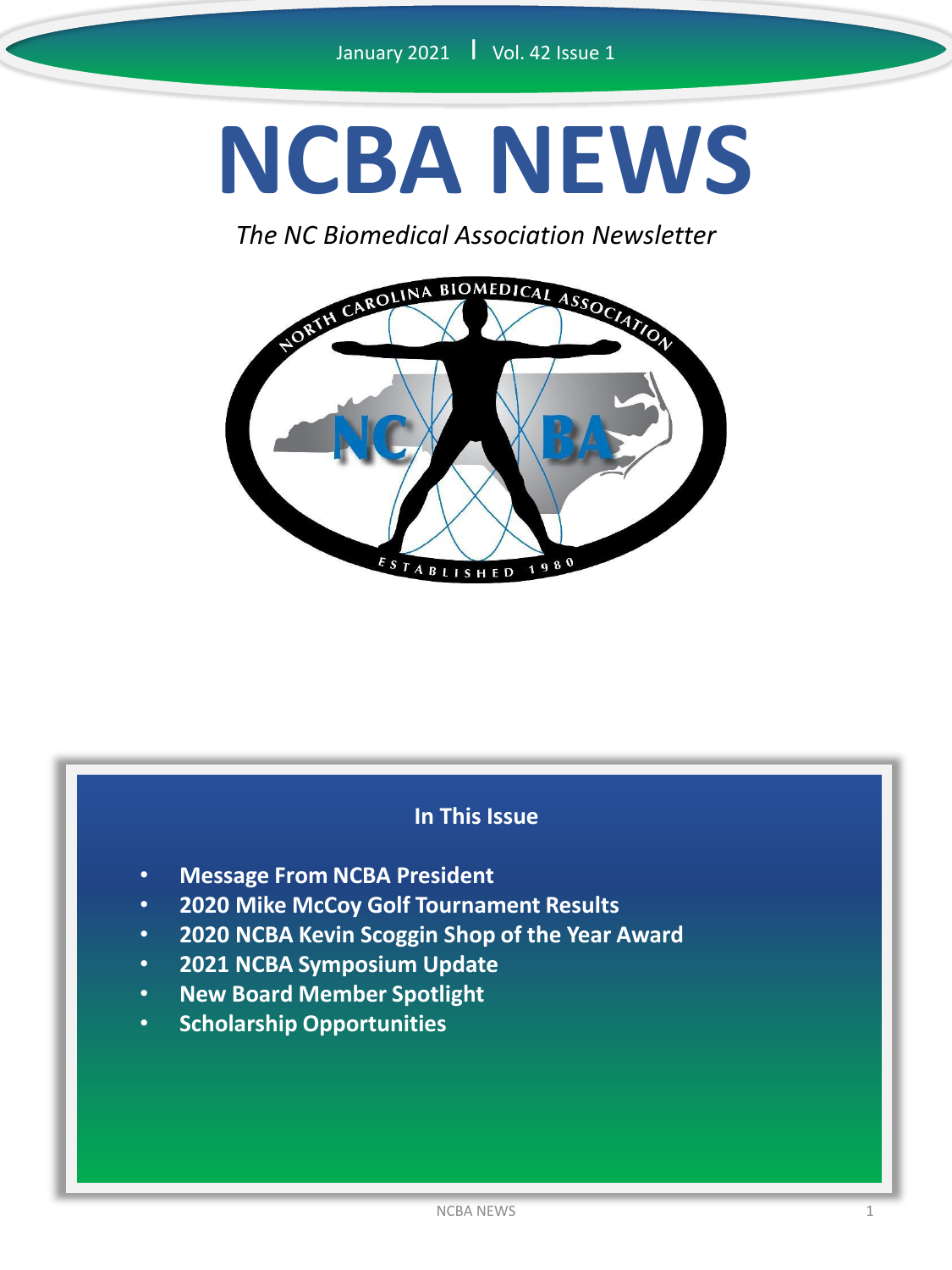January 2021 | Vol. 42 Issue 1

# NCBA NEWS

*The NC Biomedical Association Newsletter*

NORTH CAROLINA BIOMEDICAL ASSOCIATION

NC BA

ESTABLISHED 1980

## In This Issue

- **Message From NCBA President**
- **2020 Mike McCoy Golf Tournament Results**
- **2020 NCBA Kevin Scoggin Shop of the Year Award**
- **2021 NCBA Symposium Update**
- **New Board Member Spotlight**
- **Scholarship Opportunities**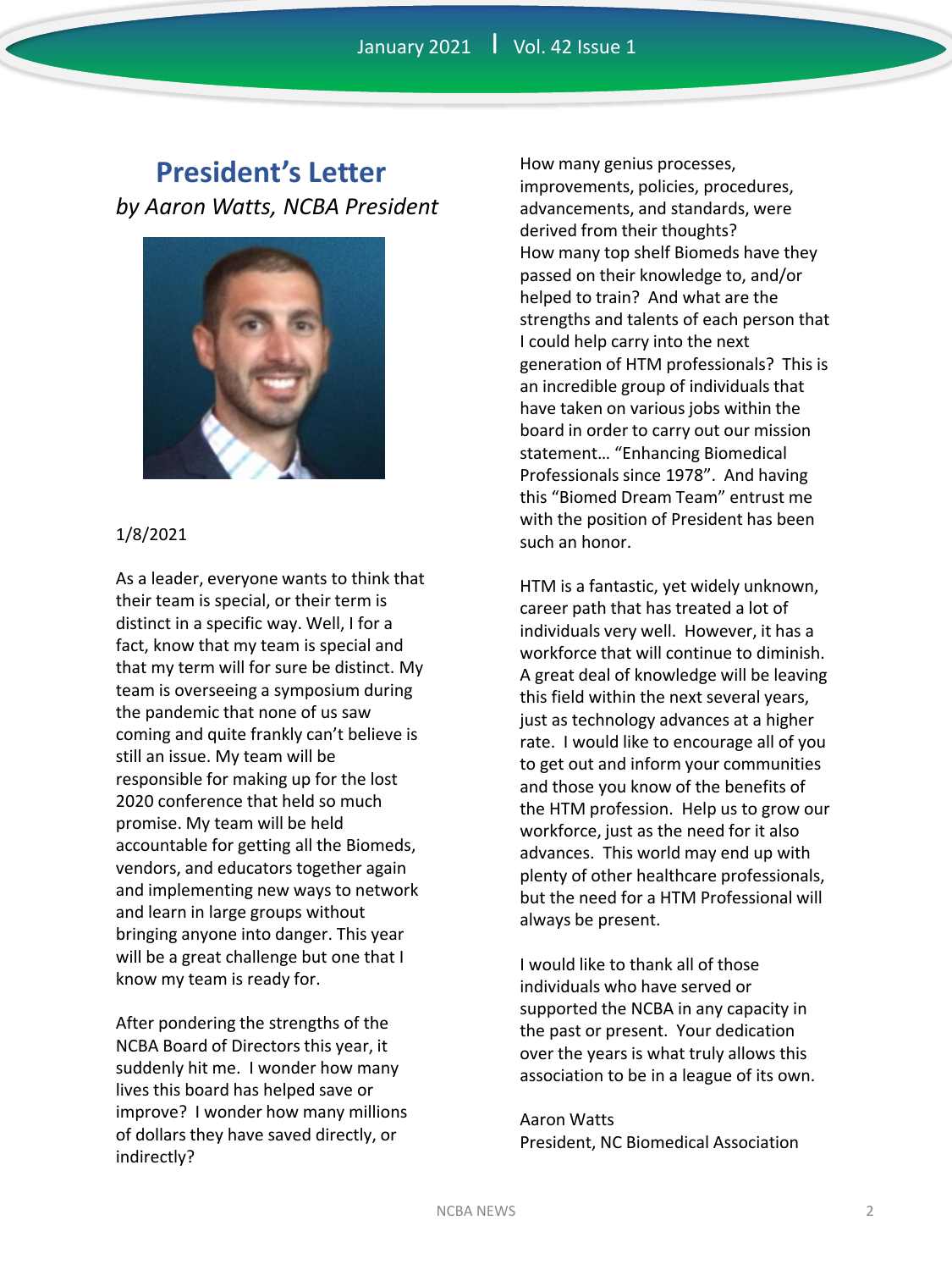## President's Letter

*by Aaron Watts, NCBA President*

1/8/2021

As a leader, everyone wants to think that their team is special, or their term is distinct in a specific way. Well, I for a fact, know that my team is special and that my term will for sure be distinct. My team is overseeing a symposium during the pandemic that none of us saw coming and quite frankly can't believe is still an issue. My team will be responsible for making up for the lost 2020 conference that held so much promise. My team will be held accountable for getting all the Biomeds, vendors, and educators together again and implementing new ways to network and learn in large groups without bringing anyone into danger. This year will be a great challenge but one that I know my team is ready for.

After pondering the strengths of the NCBA Board of Directors this year, it suddenly hit me. I wonder how many lives this board has helped save or improve? I wonder how many millions of dollars they have saved directly, or indirectly? How many genius processes, improvements, policies, procedures, advancements, and standards, were derived from their thoughts? How many top shelf Biomeds have they passed on their knowledge to, and/or helped to train? And what are the strengths and talents of each person that I could help carry into the next generation of HTM professionals? This is an incredible group of individuals that have taken on various jobs within the board in order to carry out our mission statement… "Enhancing Biomedical Professionals since 1978". And having this "Biomed Dream Team" entrust me with the position of President has been such an honor.

HTM is a fantastic, yet widely unknown, career path that has treated a lot of individuals very well. However, it has a workforce that will continue to diminish. A great deal of knowledge will be leaving this field within the next several years, just as technology advances at a higher rate. I would like to encourage all of you to get out and inform your communities and those you know of the benefits of the HTM profession. Help us to grow our workforce, just as the need for it also advances. This world may end up with plenty of other healthcare professionals, but the need for a HTM Professional will always be present.

I would like to thank all of those individuals who have served or supported the NCBA in any capacity in the past or present. Your dedication over the years is what truly allows this association to be in a league of its own.

Aaron Watts
President, NC Biomedical Association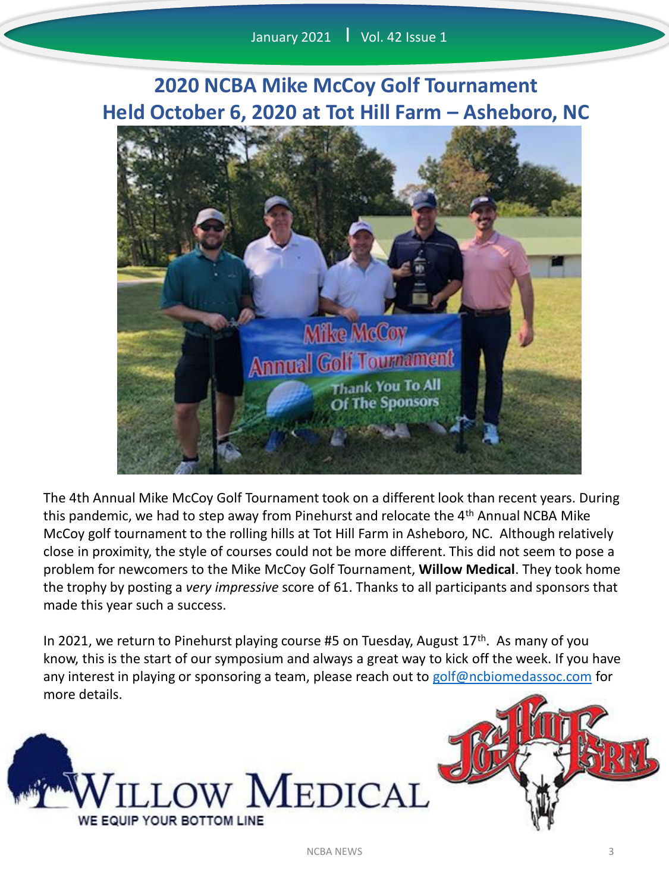# 2020 NCBA Mike McCoy Golf Tournament Held October 6, 2020 at Tot Hill Farm – Asheboro, NC

The 4th Annual Mike McCoy Golf Tournament took on a different look than recent years. During this pandemic, we had to step away from Pinehurst and relocate the 4th Annual NCBA Mike McCoy golf tournament to the rolling hills at Tot Hill Farm in Asheboro, NC. Although relatively close in proximity, the style of courses could not be more different. This did not seem to pose a problem for newcomers to the Mike McCoy Golf Tournament, **Willow Medical**. They took home the trophy by posting a *very impressive* score of 61. Thanks to all participants and sponsors that made this year such a success.

In 2021, we return to Pinehurst playing course #5 on Tuesday, August 17th. As many of you know, this is the start of our symposium and always a great way to kick off the week. If you have any interest in playing or sponsoring a team, please reach out to golf@ncbiomedassoc.com for more details.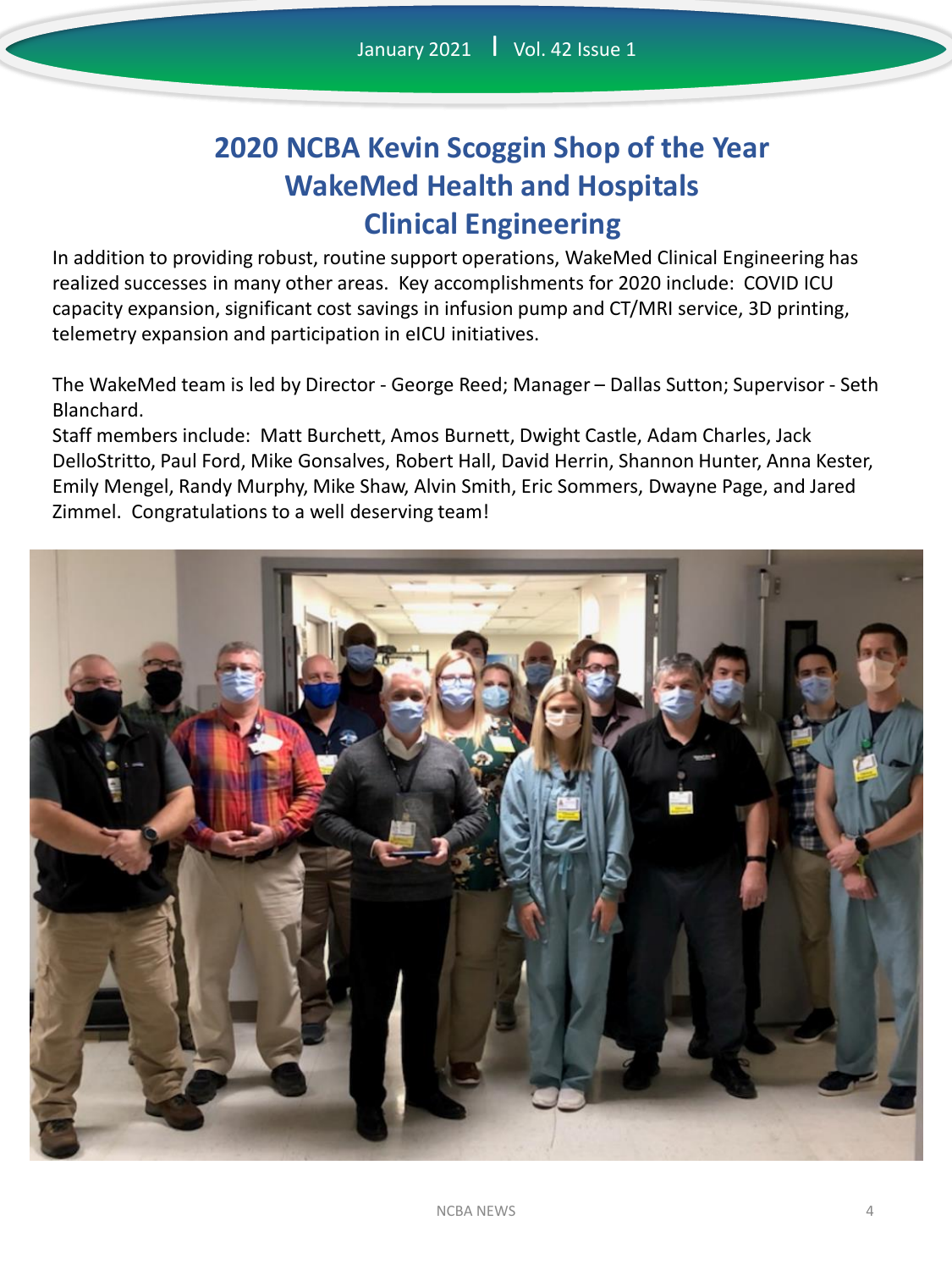# 2020 NCBA Kevin Scoggin Shop of the Year
# WakeMed Health and Hospitals
# Clinical Engineering

In addition to providing robust, routine support operations, WakeMed Clinical Engineering has realized successes in many other areas. Key accomplishments for 2020 include: COVID ICU capacity expansion, significant cost savings in infusion pump and CT/MRI service, 3D printing, telemetry expansion and participation in eICU initiatives.

The WakeMed team is led by Director - George Reed; Manager – Dallas Sutton; Supervisor - Seth Blanchard.
Staff members include: Matt Burchett, Amos Burnett, Dwight Castle, Adam Charles, Jack DelloStritto, Paul Ford, Mike Gonsalves, Robert Hall, David Herrin, Shannon Hunter, Anna Kester, Emily Mengel, Randy Murphy, Mike Shaw, Alvin Smith, Eric Sommers, Dwayne Page, and Jared Zimmel. Congratulations to a well deserving team!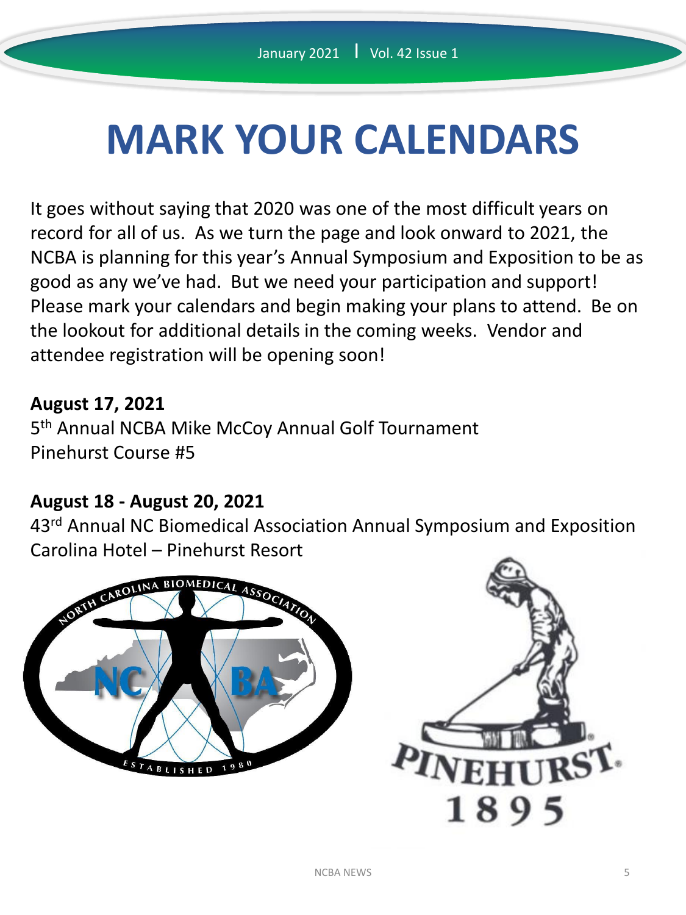# MARK YOUR CALENDARS

It goes without saying that 2020 was one of the most difficult years on record for all of us. As we turn the page and look onward to 2021, the NCBA is planning for this year's Annual Symposium and Exposition to be as good as any we've had. But we need your participation and support! Please mark your calendars and begin making your plans to attend. Be on the lookout for additional details in the coming weeks. Vendor and attendee registration will be opening soon!

**August 17, 2021**
5th Annual NCBA Mike McCoy Annual Golf Tournament
Pinehurst Course #5

**August 18 - August 20, 2021**
43rd Annual NC Biomedical Association Annual Symposium and Exposition
Carolina Hotel – Pinehurst Resort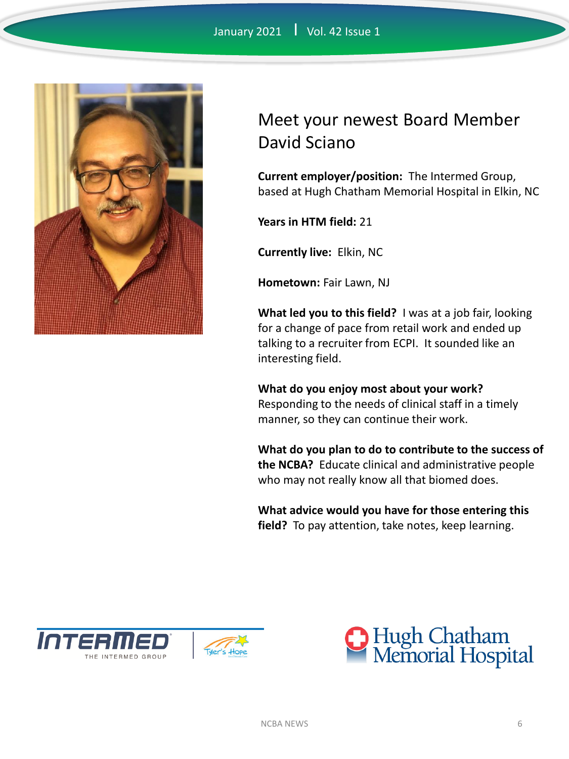# Meet your newest Board Member David Sciano

**Current employer/position:** The Intermed Group, based at Hugh Chatham Memorial Hospital in Elkin, NC

**Years in HTM field:** 21

**Currently live:** Elkin, NC

**Hometown:** Fair Lawn, NJ

**What led you to this field?** I was at a job fair, looking for a change of pace from retail work and ended up talking to a recruiter from ECPI. It sounded like an interesting field.

**What do you enjoy most about your work?** Responding to the needs of clinical staff in a timely manner, so they can continue their work.

**What do you plan to do to contribute to the success of the NCBA?** Educate clinical and administrative people who may not really know all that biomed does.

**What advice would you have for those entering this field?** To pay attention, take notes, keep learning.

INTERMED THE INTERMED GROUP | Tyler's Hope

Hugh Chatham Memorial Hospital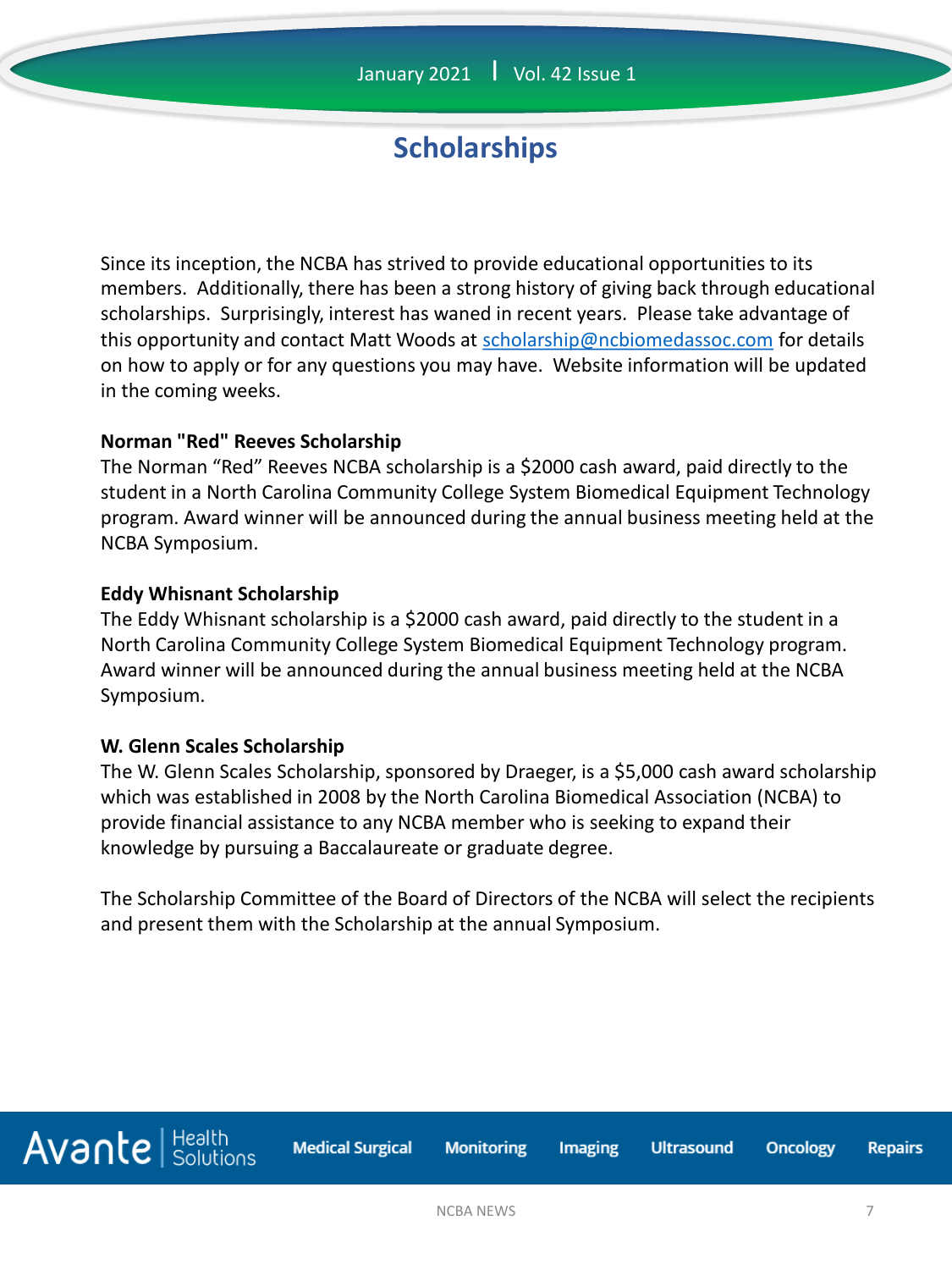# Scholarships

Since its inception, the NCBA has strived to provide educational opportunities to its members. Additionally, there has been a strong history of giving back through educational scholarships. Surprisingly, interest has waned in recent years. Please take advantage of this opportunity and contact Matt Woods at scholarship@ncbiomedassoc.com for details on how to apply or for any questions you may have. Website information will be updated in the coming weeks.

**Norman "Red" Reeves Scholarship**

The Norman "Red" Reeves NCBA scholarship is a $2000 cash award, paid directly to the student in a North Carolina Community College System Biomedical Equipment Technology program. Award winner will be announced during the annual business meeting held at the NCBA Symposium.

**Eddy Whisnant Scholarship**

The Eddy Whisnant scholarship is a $2000 cash award, paid directly to the student in a North Carolina Community College System Biomedical Equipment Technology program. Award winner will be announced during the annual business meeting held at the NCBA Symposium.

**W. Glenn Scales Scholarship**

The W. Glenn Scales Scholarship, sponsored by Draeger, is a $5,000 cash award scholarship which was established in 2008 by the North Carolina Biomedical Association (NCBA) to provide financial assistance to any NCBA member who is seeking to expand their knowledge by pursuing a Baccalaureate or graduate degree.

The Scholarship Committee of the Board of Directors of the NCBA will select the recipients and present them with the Scholarship at the annual Symposium.

Avante | Health Solutions — Medical Surgical | Monitoring | Imaging | Ultrasound | Oncology | Repairs